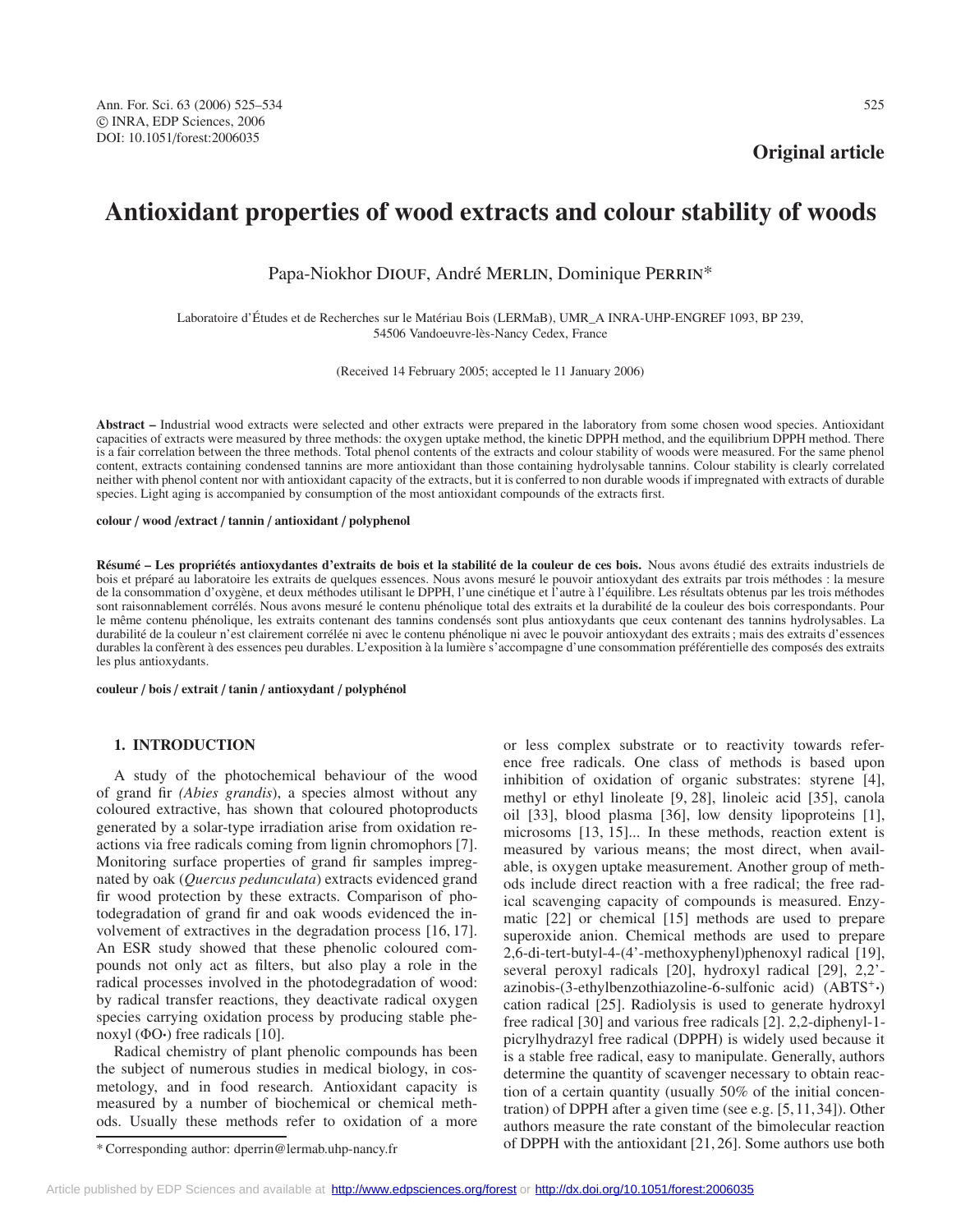**Original article**

# Antioxidant properties of wood extracts and colour stability of woods

Papa-Niokhor DIOUF, André MERLIN, Dominique PERRIN*

Laboratoire d'Études et de Recherches sur le Matériau Bois (LERMaB), UMR_A INRA-UHP-ENGREF 1093, BP 239, 54506 Vandoeuvre-lès-Nancy Cedex, France

(Received 14 February 2005; accepted le 11 January 2006)

**Abstract –** Industrial wood extracts were selected and other extracts were prepared in the laboratory from some chosen wood species. Antioxidant capacities of extracts were measured by three methods: the oxygen uptake method, the kinetic DPPH method, and the equilibrium DPPH method. There is a fair correlation between the three methods. Total phenol contents of the extracts and colour stability of woods were measured. For the same phenol content, extracts containing condensed tannins are more antioxidant than those containing hydrolysable tannins. Colour stability is clearly correlated neither with phenol content nor with antioxidant capacity of the extracts, but it is conferred to non durable woods if impregnated with extracts of durable species. Light aging is accompanied by consumption of the most antioxidant compounds of the extracts first.

**colour / wood /extract / tannin / antioxidant / polyphenol**

**Résumé – Les propriétés antioxydantes d'extraits de bois et la stabilité de la couleur de ces bois.** Nous avons étudié des extraits industriels de bois et préparé au laboratoire les extraits de quelques essences. Nous avons mesuré le pouvoir antioxydant des extraits par trois méthodes : la mesure de la consommation d'oxygène, et deux méthodes utilisant le DPPH, l'une cinétique et l'autre à l'équilibre. Les résultats obtenus par les trois méthodes sont raisonnablement corrélés. Nous avons mesuré le contenu phénolique total des extraits et la durabilité de la couleur des bois correspondants. Pour le même contenu phénolique, les extraits contenant des tannins condensés sont plus antioxydants que ceux contenant des tannins hydrolysables. La durabilité de la couleur n'est clairement corrélée ni avec le contenu phénolique ni avec le pouvoir antioxydant des extraits ; mais des extraits d'essences durables la confèrent à des essences peu durables. L'exposition à la lumière s'accompagne d'une consommation préférentielle des composés des extraits les plus antioxydants.

**couleur / bois / extrait / tanin / antioxydant / polyphénol**

## 1. INTRODUCTION

A study of the photochemical behaviour of the wood of grand fir *(Abies grandis*), a species almost without any coloured extractive, has shown that coloured photoproducts generated by a solar-type irradiation arise from oxidation reactions via free radicals coming from lignin chromophors [7]. Monitoring surface properties of grand fir samples impregnated by oak (*Quercus pedunculata*) extracts evidenced grand fir wood protection by these extracts. Comparison of photodegradation of grand fir and oak woods evidenced the involvement of extractives in the degradation process [16, 17]. An ESR study showed that these phenolic coloured compounds not only act as filters, but also play a role in the radical processes involved in the photodegradation of wood: by radical transfer reactions, they deactivate radical oxygen species carrying oxidation process by producing stable phenoxyl (ΦO•) free radicals [10].

Radical chemistry of plant phenolic compounds has been the subject of numerous studies in medical biology, in cosmetology, and in food research. Antioxidant capacity is measured by a number of biochemical or chemical methods. Usually these methods refer to oxidation of a more or less complex substrate or to reactivity towards reference free radicals. One class of methods is based upon inhibition of oxidation of organic substrates: styrene [4], methyl or ethyl linoleate [9, 28], linoleic acid [35], canola oil [33], blood plasma [36], low density lipoproteins [1], microsoms [13, 15]... In these methods, reaction extent is measured by various means; the most direct, when available, is oxygen uptake measurement. Another group of methods include direct reaction with a free radical; the free radical scavenging capacity of compounds is measured. Enzymatic [22] or chemical [15] methods are used to prepare superoxide anion. Chemical methods are used to prepare 2,6-di-tert-butyl-4-(4'-methoxyphenyl)phenoxyl radical [19], several peroxyl radicals [20], hydroxyl radical [29], 2,2'-azinobis-(3-ethylbenzothiazoline-6-sulfonic acid) ($ABTS^{+}$•) cation radical [25]. Radiolysis is used to generate hydroxyl free radical [30] and various free radicals [2]. 2,2-diphenyl-1-picrylhydrazyl free radical (DPPH) is widely used because it is a stable free radical, easy to manipulate. Generally, authors determine the quantity of scavenger necessary to obtain reaction of a certain quantity (usually 50% of the initial concentration) of DPPH after a given time (see e.g. [5, 11, 34]). Other authors measure the rate constant of the bimolecular reaction of DPPH with the antioxidant [21, 26]. Some authors use both

* Corresponding author: dperrin@lermab.uhp-nancy.fr

Article published by EDP Sciences and available at http://www.edpsciences.org/forest or http://dx.doi.org/10.1051/forest:2006035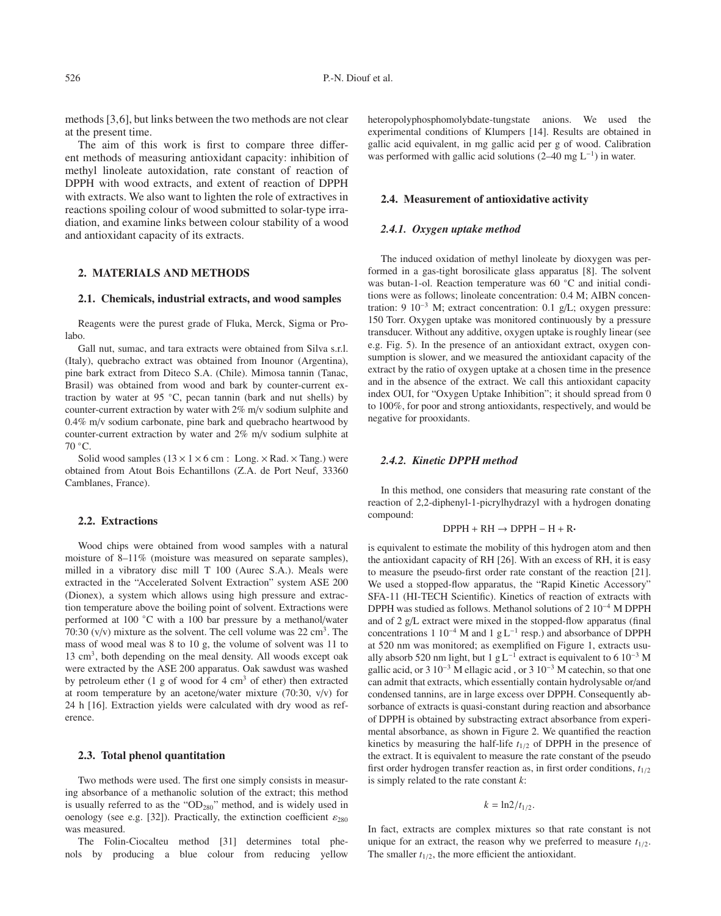methods [3,6], but links between the two methods are not clear at the present time.

The aim of this work is first to compare three different methods of measuring antioxidant capacity: inhibition of methyl linoleate autoxidation, rate constant of reaction of DPPH with wood extracts, and extent of reaction of DPPH with extracts. We also want to lighten the role of extractives in reactions spoiling colour of wood submitted to solar-type irradiation, and examine links between colour stability of a wood and antioxidant capacity of its extracts.

## 2. MATERIALS AND METHODS

### 2.1. Chemicals, industrial extracts, and wood samples

Reagents were the purest grade of Fluka, Merck, Sigma or Prolabo.

Gall nut, sumac, and tara extracts were obtained from Silva s.r.l. (Italy), quebracho extract was obtained from Inounor (Argentina), pine bark extract from Diteco S.A. (Chile). Mimosa tannin (Tanac, Brasil) was obtained from wood and bark by counter-current extraction by water at 95 °C, pecan tannin (bark and nut shells) by counter-current extraction by water with 2% m/v sodium sulphite and 0.4% m/v sodium carbonate, pine bark and quebracho heartwood by counter-current extraction by water and 2% m/v sodium sulphite at 70 °C.

Solid wood samples ($13 \times 1 \times 6$ cm : Long. × Rad. × Tang.) were obtained from Atout Bois Echantillons (Z.A. de Port Neuf, 33360 Camblanes, France).

### 2.2. Extractions

Wood chips were obtained from wood samples with a natural moisture of 8–11% (moisture was measured on separate samples), milled in a vibratory disc mill T 100 (Aurec S.A.). Meals were extracted in the "Accelerated Solvent Extraction" system ASE 200 (Dionex), a system which allows using high pressure and extraction temperature above the boiling point of solvent. Extractions were performed at 100 °C with a 100 bar pressure by a methanol/water 70:30 (v/v) mixture as the solvent. The cell volume was 22 cm$^3$. The mass of wood meal was 8 to 10 g, the volume of solvent was 11 to 13 cm$^3$, both depending on the meal density. All woods except oak were extracted by the ASE 200 apparatus. Oak sawdust was washed by petroleum ether (1 g of wood for 4 cm$^3$ of ether) then extracted at room temperature by an acetone/water mixture (70:30, v/v) for 24 h [16]. Extraction yields were calculated with dry wood as reference.

### 2.3. Total phenol quantitation

Two methods were used. The first one simply consists in measuring absorbance of a methanolic solution of the extract; this method is usually referred to as the "$OD_{280}$" method, and is widely used in oenology (see e.g. [32]). Practically, the extinction coefficient $\varepsilon_{280}$ was measured.

The Folin-Ciocalteu method [31] determines total phenols by producing a blue colour from reducing yellow heteropolyphosphomolybdate-tungstate anions. We used the experimental conditions of Klumpers [14]. Results are obtained in gallic acid equivalent, in mg gallic acid per g of wood. Calibration was performed with gallic acid solutions (2–40 mg L$^{-1}$) in water.

### 2.4. Measurement of antioxidative activity

#### *2.4.1. Oxygen uptake method*

The induced oxidation of methyl linoleate by dioxygen was performed in a gas-tight borosilicate glass apparatus [8]. The solvent was butan-1-ol. Reaction temperature was 60 °C and initial conditions were as follows; linoleate concentration: 0.4 M; AIBN concentration: $9\ 10^{-3}$ M; extract concentration: 0.1 g/L; oxygen pressure: 150 Torr. Oxygen uptake was monitored continuously by a pressure transducer. Without any additive, oxygen uptake is roughly linear (see e.g. Fig. 5). In the presence of an antioxidant extract, oxygen consumption is slower, and we measured the antioxidant capacity of the extract by the ratio of oxygen uptake at a chosen time in the presence and in the absence of the extract. We call this antioxidant capacity index OUI, for "Oxygen Uptake Inhibition"; it should spread from 0 to 100%, for poor and strong antioxidants, respectively, and would be negative for prooxidants.

#### *2.4.2. Kinetic DPPH method*

In this method, one considers that measuring rate constant of the reaction of 2,2-diphenyl-1-picrylhydrazyl with a hydrogen donating compound:

$$\text{DPPH} + \text{RH} \rightarrow \text{DPPH} - \text{H} + \text{R}\cdot$$

is equivalent to estimate the mobility of this hydrogen atom and then the antioxidant capacity of RH [26]. With an excess of RH, it is easy to measure the pseudo-first order rate constant of the reaction [21]. We used a stopped-flow apparatus, the "Rapid Kinetic Accessory" SFA-11 (HI-TECH Scientific). Kinetics of reaction of extracts with DPPH was studied as follows. Methanol solutions of $2\ 10^{-4}$ M DPPH and of 2 g/L extract were mixed in the stopped-flow apparatus (final concentrations $1\ 10^{-4}$ M and 1 g L$^{-1}$ resp.) and absorbance of DPPH at 520 nm was monitored; as exemplified on Figure 1, extracts usually absorb 520 nm light, but 1 g L$^{-1}$ extract is equivalent to $6\ 10^{-3}$ M gallic acid, or $3\ 10^{-3}$ M ellagic acid , or $3\ 10^{-3}$ M catechin, so that one can admit that extracts, which essentially contain hydrolysable or/and condensed tannins, are in large excess over DPPH. Consequently absorbance of extracts is quasi-constant during reaction and absorbance of DPPH is obtained by substracting extract absorbance from experimental absorbance, as shown in Figure 2. We quantified the reaction kinetics by measuring the half-life $t_{1/2}$ of DPPH in the presence of the extract. It is equivalent to measure the rate constant of the pseudo first order hydrogen transfer reaction as, in first order conditions, $t_{1/2}$ is simply related to the rate constant $k$:

$$k = \ln 2 / t_{1/2}.$$

In fact, extracts are complex mixtures so that rate constant is not unique for an extract, the reason why we preferred to measure $t_{1/2}$. The smaller $t_{1/2}$, the more efficient the antioxidant.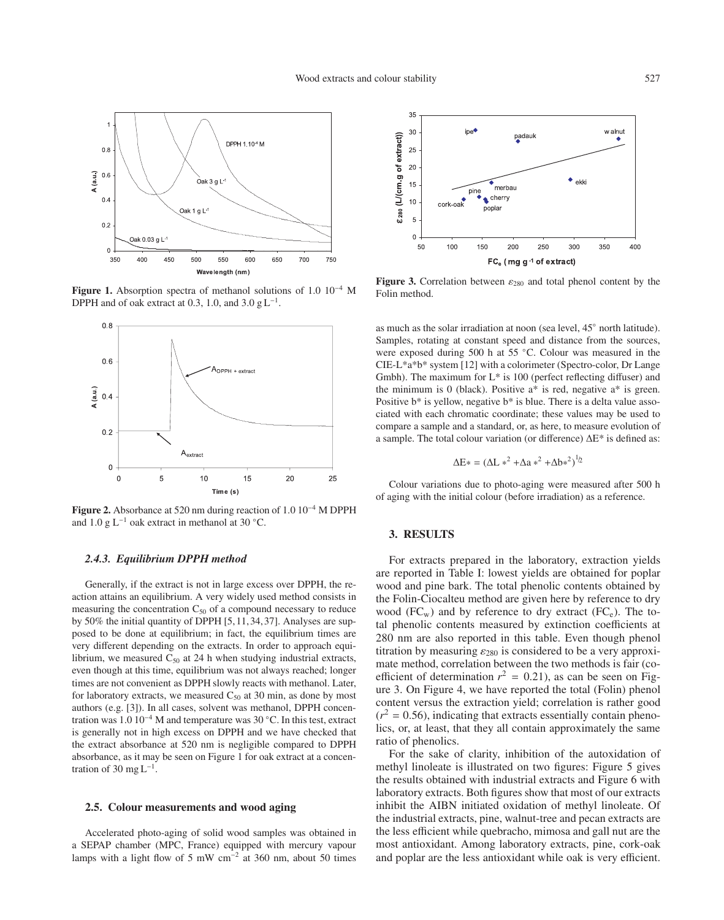**Figure 1.** Absorption spectra of methanol solutions of 1.0 $10^{-4}$ M DPPH and of oak extract at 0.3, 1.0, and 3.0 g $L^{-1}$.

**Figure 2.** Absorbance at 520 nm during reaction of 1.0 $10^{-4}$ M DPPH and 1.0 g $L^{-1}$ oak extract in methanol at 30 °C.

### *2.4.3. Equilibrium DPPH method*

Generally, if the extract is not in large excess over DPPH, the reaction attains an equilibrium. A very widely used method consists in measuring the concentration $C_{50}$ of a compound necessary to reduce by 50% the initial quantity of DPPH [5, 11, 34, 37]. Analyses are supposed to be done at equilibrium; in fact, the equilibrium times are very different depending on the extracts. In order to approach equilibrium, we measured $C_{50}$ at 24 h when studying industrial extracts, even though at this time, equilibrium was not always reached; longer times are not convenient as DPPH slowly reacts with methanol. Later, for laboratory extracts, we measured $C_{50}$ at 30 min, as done by most authors (e.g. [3]). In all cases, solvent was methanol, DPPH concentration was 1.0 $10^{-4}$ M and temperature was 30 °C. In this test, extract is generally not in high excess on DPPH and we have checked that the extract absorbance at 520 nm is negligible compared to DPPH absorbance, as it may be seen on Figure 1 for oak extract at a concentration of 30 mg $L^{-1}$.

## 2.5. Colour measurements and wood aging

Accelerated photo-aging of solid wood samples was obtained in a SEPAP chamber (MPC, France) equipped with mercury vapour lamps with a light flow of 5 mW $cm^{-2}$ at 360 nm, about 50 times as much as the solar irradiation at noon (sea level, 45° north latitude). Samples, rotating at constant speed and distance from the sources, were exposed during 500 h at 55 °C. Colour was measured in the CIE-L*a*b* system [12] with a colorimeter (Spectro-color, Dr Lange Gmbh). The maximum for L* is 100 (perfect reflecting diffuser) and the minimum is 0 (black). Positive a* is red, negative a* is green. Positive b* is yellow, negative b* is blue. There is a delta value associated with each chromatic coordinate; these values may be used to compare a sample and a standard, or, as here, to measure evolution of a sample. The total colour variation (or difference) ΔE* is defined as:

$$\Delta E* = (\Delta L*^2 + \Delta a*^2 + \Delta b*^2)^{1/2}$$

Colour variations due to photo-aging were measured after 500 h of aging with the initial colour (before irradiation) as a reference.

**Figure 3.** Correlation between $\varepsilon_{280}$ and total phenol content by the Folin method.

## 3. RESULTS

For extracts prepared in the laboratory, extraction yields are reported in Table I: lowest yields are obtained for poplar wood and pine bark. The total phenolic contents obtained by the Folin-Ciocalteu method are given here by reference to dry wood ($FC_w$) and by reference to dry extract ($FC_e$). The total phenolic contents measured by extinction coefficients at 280 nm are also reported in this table. Even though phenol titration by measuring $\varepsilon_{280}$ is considered to be a very approximate method, correlation between the two methods is fair (coefficient of determination $r^2 = 0.21$), as can be seen on Figure 3. On Figure 4, we have reported the total (Folin) phenol content versus the extraction yield; correlation is rather good ($r^2 = 0.56$), indicating that extracts essentially contain phenolics, or, at least, that they all contain approximately the same ratio of phenolics.

For the sake of clarity, inhibition of the autoxidation of methyl linoleate is illustrated on two figures: Figure 5 gives the results obtained with industrial extracts and Figure 6 with laboratory extracts. Both figures show that most of our extracts inhibit the AIBN initiated oxidation of methyl linoleate. Of the industrial extracts, pine, walnut-tree and pecan extracts are the less efficient while quebracho, mimosa and gall nut are the most antioxidant. Among laboratory extracts, pine, cork-oak and poplar are the less antioxidant while oak is very efficient.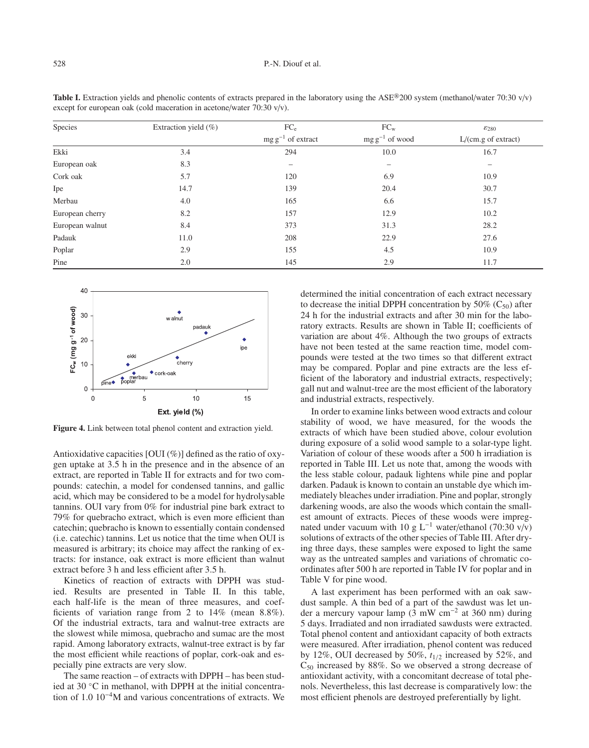**Table I.** Extraction yields and phenolic contents of extracts prepared in the laboratory using the ASE®200 system (methanol/water 70:30 v/v) except for european oak (cold maceration in acetone/water 70:30 v/v).

| Species | Extraction yield (%) | $FC_e$ | $FC_w$ | $\varepsilon_{280}$ |
|---|---|---|---|---|
| | | mg $g^{-1}$ of extract | mg $g^{-1}$ of wood | L/(cm.g of extract) |
| Ekki | 3.4 | 294 | 10.0 | 16.7 |
| European oak | 8.3 | – | – | – |
| Cork oak | 5.7 | 120 | 6.9 | 10.9 |
| Ipe | 14.7 | 139 | 20.4 | 30.7 |
| Merbau | 4.0 | 165 | 6.6 | 15.7 |
| European cherry | 8.2 | 157 | 12.9 | 10.2 |
| European walnut | 8.4 | 373 | 31.3 | 28.2 |
| Padauk | 11.0 | 208 | 22.9 | 27.6 |
| Poplar | 2.9 | 155 | 4.5 | 10.9 |
| Pine | 2.0 | 145 | 2.9 | 11.7 |

**Figure 4.** Link between total phenol content and extraction yield.

Antioxidative capacities [OUI (%)] defined as the ratio of oxygen uptake at 3.5 h in the presence and in the absence of an extract, are reported in Table II for extracts and for two compounds: catechin, a model for condensed tannins, and gallic acid, which may be considered to be a model for hydrolysable tannins. OUI vary from 0% for industrial pine bark extract to 79% for quebracho extract, which is even more efficient than catechin; quebracho is known to essentially contain condensed (i.e. catechic) tannins. Let us notice that the time when OUI is measured is arbitrary; its choice may affect the ranking of extracts: for instance, oak extract is more efficient than walnut extract before 3 h and less efficient after 3.5 h.

Kinetics of reaction of extracts with DPPH was studied. Results are presented in Table II. In this table, each half-life is the mean of three measures, and coefficients of variation range from 2 to 14% (mean 8.8%). Of the industrial extracts, tara and walnut-tree extracts are the slowest while mimosa, quebracho and sumac are the most rapid. Among laboratory extracts, walnut-tree extract is by far the most efficient while reactions of poplar, cork-oak and especially pine extracts are very slow.

The same reaction – of extracts with DPPH – has been studied at 30 °C in methanol, with DPPH at the initial concentration of 1.0 $10^{-4}$M and various concentrations of extracts. We determined the initial concentration of each extract necessary to decrease the initial DPPH concentration by 50% ($C_{50}$) after 24 h for the industrial extracts and after 30 min for the laboratory extracts. Results are shown in Table II; coefficients of variation are about 4%. Although the two groups of extracts have not been tested at the same reaction time, model compounds were tested at the two times so that different extract may be compared. Poplar and pine extracts are the less efficient of the laboratory and industrial extracts, respectively; gall nut and walnut-tree are the most efficient of the laboratory and industrial extracts, respectively.

In order to examine links between wood extracts and colour stability of wood, we have measured, for the woods the extracts of which have been studied above, colour evolution during exposure of a solid wood sample to a solar-type light. Variation of colour of these woods after a 500 h irradiation is reported in Table III. Let us note that, among the woods with the less stable colour, padauk lightens while pine and poplar darken. Padauk is known to contain an unstable dye which immediately bleaches under irradiation. Pine and poplar, strongly darkening woods, are also the woods which contain the smallest amount of extracts. Pieces of these woods were impregnated under vacuum with 10 g $L^{-1}$ water/ethanol (70:30 v/v) solutions of extracts of the other species of Table III. After drying three days, these samples were exposed to light the same way as the untreated samples and variations of chromatic coordinates after 500 h are reported in Table IV for poplar and in Table V for pine wood.

A last experiment has been performed with an oak sawdust sample. A thin bed of a part of the sawdust was let under a mercury vapour lamp (3 mW $cm^{-2}$ at 360 nm) during 5 days. Irradiated and non irradiated sawdusts were extracted. Total phenol content and antioxidant capacity of both extracts were measured. After irradiation, phenol content was reduced by 12%, OUI decreased by 50%, $t_{1/2}$ increased by 52%, and $C_{50}$ increased by 88%. So we observed a strong decrease of antioxidant activity, with a concomitant decrease of total phenols. Nevertheless, this last decrease is comparatively low: the most efficient phenols are destroyed preferentially by light.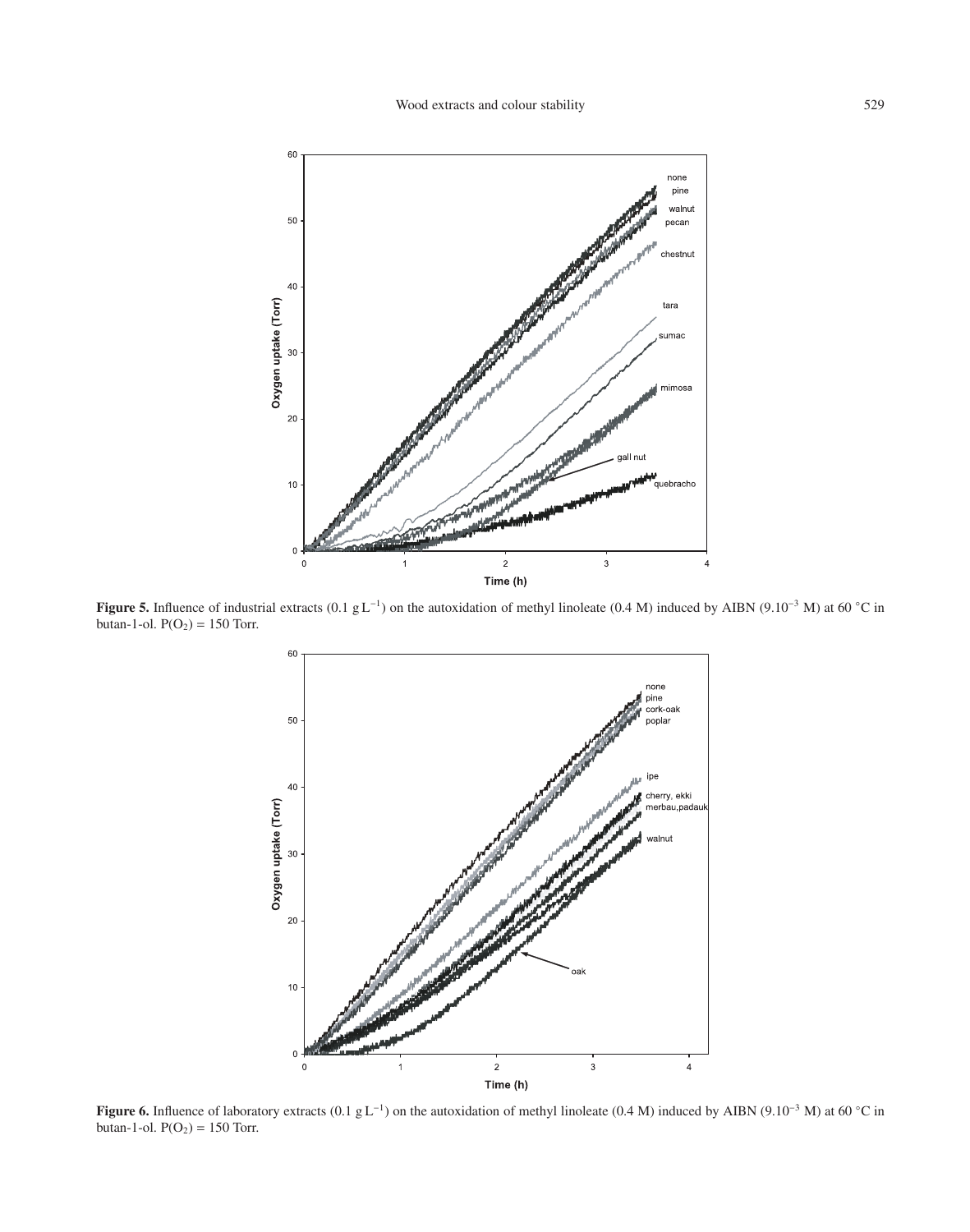**Figure 5.** Influence of industrial extracts (0.1 g L$^{-1}$) on the autoxidation of methyl linoleate (0.4 M) induced by AIBN (9.10$^{-3}$ M) at 60 °C in butan-1-ol. $P(O_2)$ = 150 Torr.

**Figure 6.** Influence of laboratory extracts (0.1 g L$^{-1}$) on the autoxidation of methyl linoleate (0.4 M) induced by AIBN (9.10$^{-3}$ M) at 60 °C in butan-1-ol. $P(O_2)$ = 150 Torr.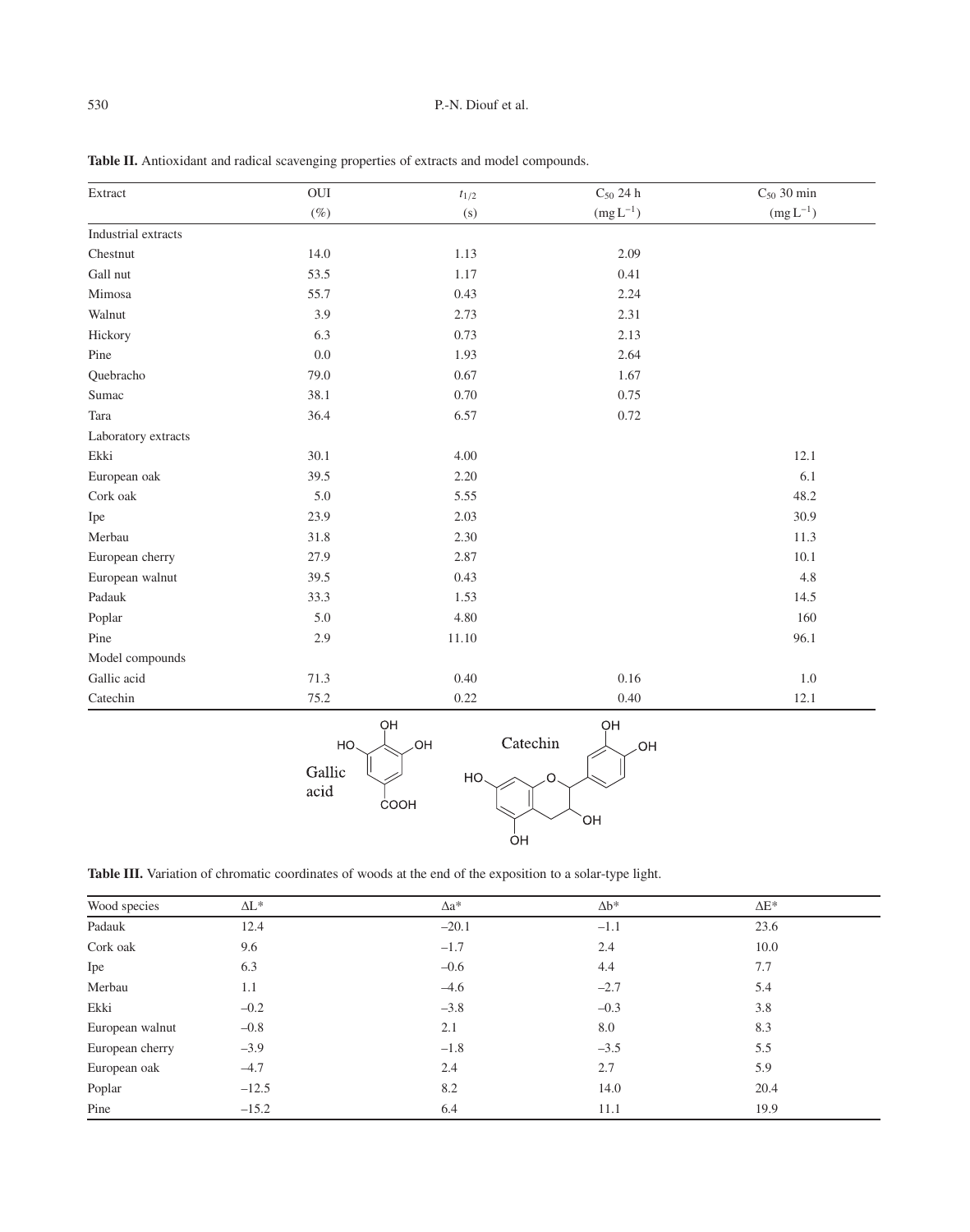**Table II.** Antioxidant and radical scavenging properties of extracts and model compounds.

| Extract | OUI (%) | $t_{1/2}$ (s) | $C_{50}$ 24 h ($mg\,L^{-1}$) | $C_{50}$ 30 min ($mg\,L^{-1}$) |
|---|---|---|---|---|
| Industrial extracts | | | | |
| Chestnut | 14.0 | 1.13 | 2.09 | |
| Gall nut | 53.5 | 1.17 | 0.41 | |
| Mimosa | 55.7 | 0.43 | 2.24 | |
| Walnut | 3.9 | 2.73 | 2.31 | |
| Hickory | 6.3 | 0.73 | 2.13 | |
| Pine | 0.0 | 1.93 | 2.64 | |
| Quebracho | 79.0 | 0.67 | 1.67 | |
| Sumac | 38.1 | 0.70 | 0.75 | |
| Tara | 36.4 | 6.57 | 0.72 | |
| Laboratory extracts | | | | |
| Ekki | 30.1 | 4.00 | | 12.1 |
| European oak | 39.5 | 2.20 | | 6.1 |
| Cork oak | 5.0 | 5.55 | | 48.2 |
| Ipe | 23.9 | 2.03 | | 30.9 |
| Merbau | 31.8 | 2.30 | | 11.3 |
| European cherry | 27.9 | 2.87 | | 10.1 |
| European walnut | 39.5 | 0.43 | | 4.8 |
| Padauk | 33.3 | 1.53 | | 14.5 |
| Poplar | 5.0 | 4.80 | | 160 |
| Pine | 2.9 | 11.10 | | 96.1 |
| Model compounds | | | | |
| Gallic acid | 71.3 | 0.40 | 0.16 | 1.0 |
| Catechin | 75.2 | 0.22 | 0.40 | 12.1 |

**Table III.** Variation of chromatic coordinates of woods at the end of the exposition to a solar-type light.

| Wood species | ΔL* | Δa* | Δb* | ΔE* |
|---|---|---|---|---|
| Padauk | 12.4 | −20.1 | −1.1 | 23.6 |
| Cork oak | 9.6 | −1.7 | 2.4 | 10.0 |
| Ipe | 6.3 | −0.6 | 4.4 | 7.7 |
| Merbau | 1.1 | −4.6 | −2.7 | 5.4 |
| Ekki | −0.2 | −3.8 | −0.3 | 3.8 |
| European walnut | −0.8 | 2.1 | 8.0 | 8.3 |
| European cherry | −3.9 | −1.8 | −3.5 | 5.5 |
| European oak | −4.7 | 2.4 | 2.7 | 5.9 |
| Poplar | −12.5 | 8.2 | 14.0 | 20.4 |
| Pine | −15.2 | 6.4 | 11.1 | 19.9 |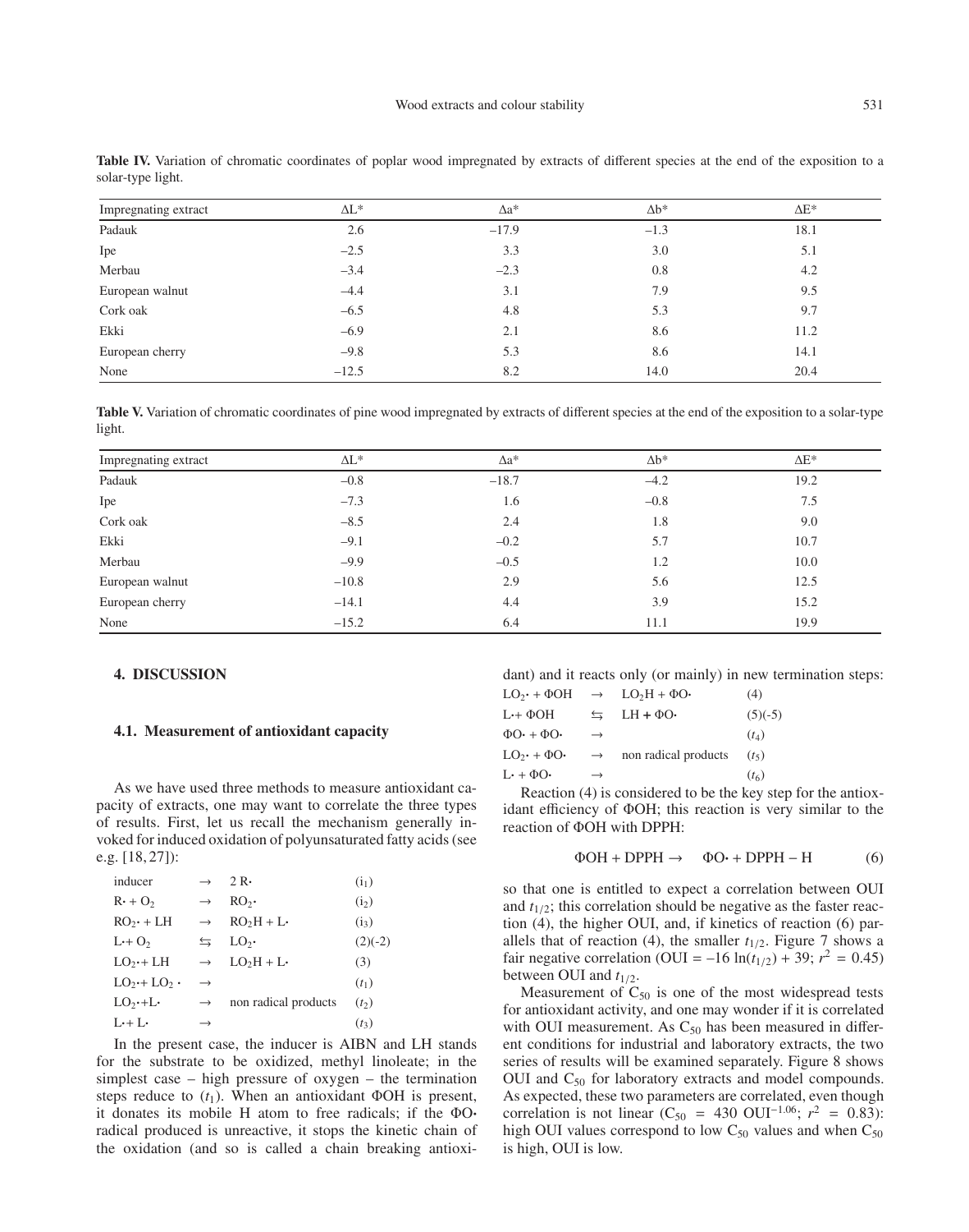**Table IV.** Variation of chromatic coordinates of poplar wood impregnated by extracts of different species at the end of the exposition to a solar-type light.

| Impregnating extract | ΔL* | Δa* | Δb* | ΔE* |
|---|---|---|---|---|
| Padauk | 2.6 | −17.9 | −1.3 | 18.1 |
| Ipe | −2.5 | 3.3 | 3.0 | 5.1 |
| Merbau | −3.4 | −2.3 | 0.8 | 4.2 |
| European walnut | −4.4 | 3.1 | 7.9 | 9.5 |
| Cork oak | −6.5 | 4.8 | 5.3 | 9.7 |
| Ekki | −6.9 | 2.1 | 8.6 | 11.2 |
| European cherry | −9.8 | 5.3 | 8.6 | 14.1 |
| None | −12.5 | 8.2 | 14.0 | 20.4 |

**Table V.** Variation of chromatic coordinates of pine wood impregnated by extracts of different species at the end of the exposition to a solar-type light.

| Impregnating extract | ΔL* | Δa* | Δb* | ΔE* |
|---|---|---|---|---|
| Padauk | −0.8 | −18.7 | −4.2 | 19.2 |
| Ipe | −7.3 | 1.6 | −0.8 | 7.5 |
| Cork oak | −8.5 | 2.4 | 1.8 | 9.0 |
| Ekki | −9.1 | −0.2 | 5.7 | 10.7 |
| Merbau | −9.9 | −0.5 | 1.2 | 10.0 |
| European walnut | −10.8 | 2.9 | 5.6 | 12.5 |
| European cherry | −14.1 | 4.4 | 3.9 | 15.2 |
| None | −15.2 | 6.4 | 11.1 | 19.9 |

## 4. DISCUSSION

### 4.1. Measurement of antioxidant capacity

As we have used three methods to measure antioxidant capacity of extracts, one may want to correlate the three types of results. First, let us recall the mechanism generally invoked for induced oxidation of polyunsaturated fatty acids (see e.g. [18, 27]):

| | | | |
|---|---|---|---|
| inducer | $\rightarrow$ | $2\,R\cdot$ | ($i_1$) |
| $R\cdot + O_2$ | $\rightarrow$ | $RO_2\cdot$ | ($i_2$) |
| $RO_2\cdot + LH$ | $\rightarrow$ | $RO_2H + L\cdot$ | ($i_3$) |
| $L\cdot + O_2$ | $\leftrightarrows$ | $LO_2\cdot$ | (2)(-2) |
| $LO_2\cdot + LH$ | $\rightarrow$ | $LO_2H + L\cdot$ | (3) |
| $LO_2\cdot + LO_2\cdot$ | $\rightarrow$ | | ($t_1$) |
| $LO_2\cdot + L\cdot$ | $\rightarrow$ | non radical products | ($t_2$) |
| $L\cdot + L\cdot$ | $\rightarrow$ | | ($t_3$) |

In the present case, the inducer is AIBN and LH stands for the substrate to be oxidized, methyl linoleate; in the simplest case – high pressure of oxygen – the termination steps reduce to ($t_1$). When an antioxidant ΦOH is present, it donates its mobile H atom to free radicals; if the ΦO· radical produced is unreactive, it stops the kinetic chain of the oxidation (and so is called a chain breaking antioxidant) and it reacts only (or mainly) in new termination steps:

| | | | |
|---|---|---|---|
| $LO_2\cdot + \Phi OH$ | $\rightarrow$ | $LO_2H + \Phi O\cdot$ | (4) |
| $L\cdot + \Phi OH$ | $\leftrightarrows$ | $LH + \Phi O\cdot$ | (5)(-5) |
| $\Phi O\cdot + \Phi O\cdot$ | $\rightarrow$ | | ($t_4$) |
| $LO_2\cdot + \Phi O\cdot$ | $\rightarrow$ | non radical products | ($t_5$) |
| $L\cdot + \Phi O\cdot$ | $\rightarrow$ | | ($t_6$) |

Reaction (4) is considered to be the key step for the antioxidant efficiency of ΦOH; this reaction is very similar to the reaction of ΦOH with DPPH:

$$\Phi OH + DPPH \rightarrow \quad \Phi O\cdot + DPPH - H \qquad (6)$$

so that one is entitled to expect a correlation between OUI and $t_{1/2}$; this correlation should be negative as the faster reaction (4), the higher OUI, and, if kinetics of reaction (6) parallels that of reaction (4), the smaller $t_{1/2}$. Figure 7 shows a fair negative correlation (OUI = $-16 \ln(t_{1/2}) + 39$; $r^2 = 0.45$) between OUI and $t_{1/2}$.

Measurement of $C_{50}$ is one of the most widespread tests for antioxidant activity, and one may wonder if it is correlated with OUI measurement. As $C_{50}$ has been measured in different conditions for industrial and laboratory extracts, the two series of results will be examined separately. Figure 8 shows OUI and $C_{50}$ for laboratory extracts and model compounds. As expected, these two parameters are correlated, even though correlation is not linear ($C_{50} = 430\ \mathrm{OUI}^{-1.06}$; $r^2 = 0.83$): high OUI values correspond to low $C_{50}$ values and when $C_{50}$ is high, OUI is low.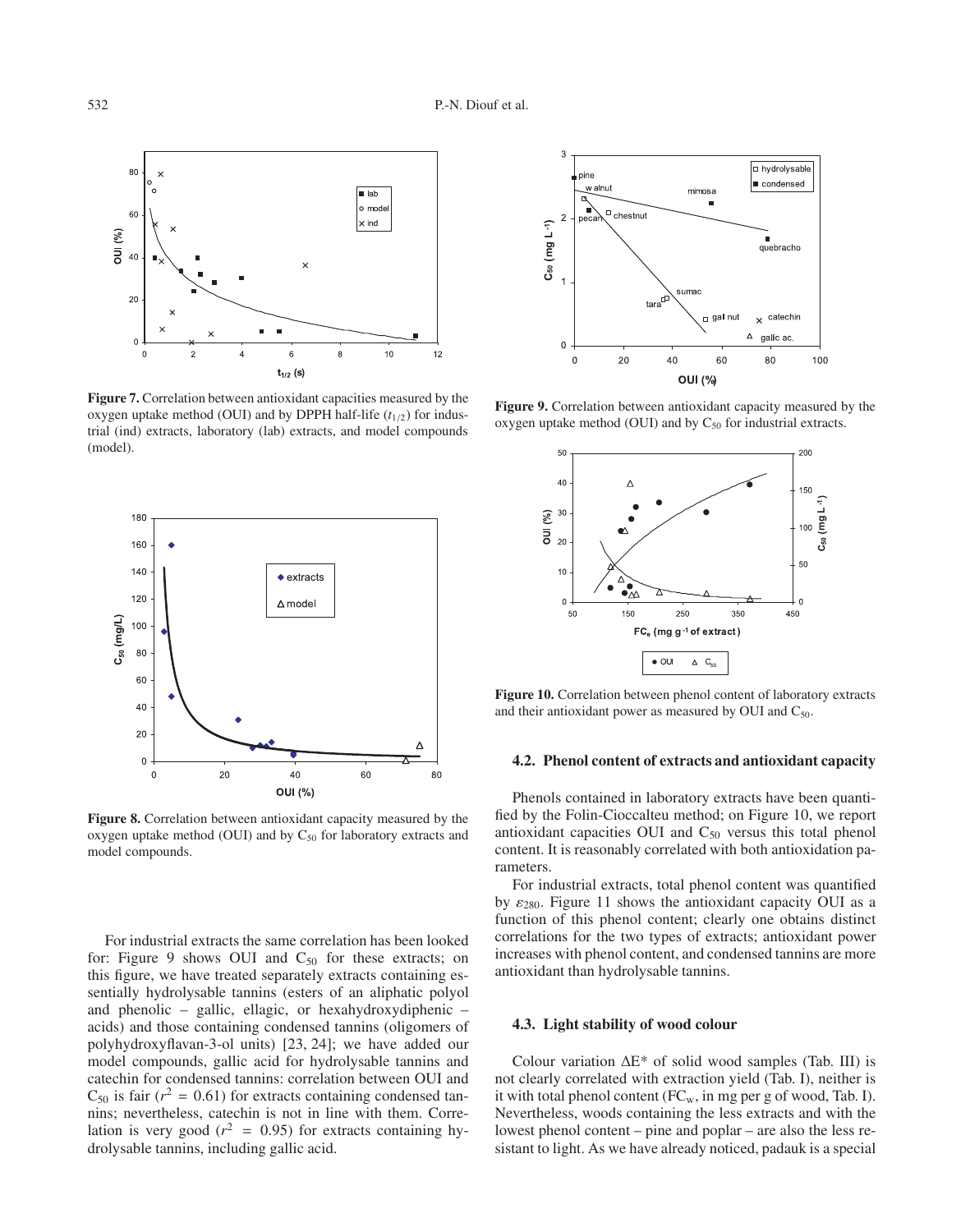**Figure 7.** Correlation between antioxidant capacities measured by the oxygen uptake method (OUI) and by DPPH half-life ($t_{1/2}$) for industrial (ind) extracts, laboratory (lab) extracts, and model compounds (model).

**Figure 8.** Correlation between antioxidant capacity measured by the oxygen uptake method (OUI) and by $C_{50}$ for laboratory extracts and model compounds.

For industrial extracts the same correlation has been looked for: Figure 9 shows OUI and $C_{50}$ for these extracts; on this figure, we have treated separately extracts containing essentially hydrolysable tannins (esters of an aliphatic polyol and phenolic – gallic, ellagic, or hexahydroxydiphenic – acids) and those containing condensed tannins (oligomers of polyhydroxyflavan-3-ol units) [23, 24]; we have added our model compounds, gallic acid for hydrolysable tannins and catechin for condensed tannins: correlation between OUI and $C_{50}$ is fair ($r^2 = 0.61$) for extracts containing condensed tannins; nevertheless, catechin is not in line with them. Correlation is very good ($r^2 = 0.95$) for extracts containing hydrolysable tannins, including gallic acid.

**Figure 9.** Correlation between antioxidant capacity measured by the oxygen uptake method (OUI) and by $C_{50}$ for industrial extracts.

**Figure 10.** Correlation between phenol content of laboratory extracts and their antioxidant power as measured by OUI and $C_{50}$.

### 4.2. Phenol content of extracts and antioxidant capacity

Phenols contained in laboratory extracts have been quantified by the Folin-Cioccalteu method; on Figure 10, we report antioxidant capacities OUI and $C_{50}$ versus this total phenol content. It is reasonably correlated with both antioxidation parameters.

For industrial extracts, total phenol content was quantified by $\varepsilon_{280}$. Figure 11 shows the antioxidant capacity OUI as a function of this phenol content; clearly one obtains distinct correlations for the two types of extracts; antioxidant power increases with phenol content, and condensed tannins are more antioxidant than hydrolysable tannins.

### 4.3. Light stability of wood colour

Colour variation $\Delta E^*$ of solid wood samples (Tab. III) is not clearly correlated with extraction yield (Tab. I), neither is it with total phenol content ($FC_w$, in mg per g of wood, Tab. I). Nevertheless, woods containing the less extracts and with the lowest phenol content – pine and poplar – are also the less resistant to light. As we have already noticed, padauk is a special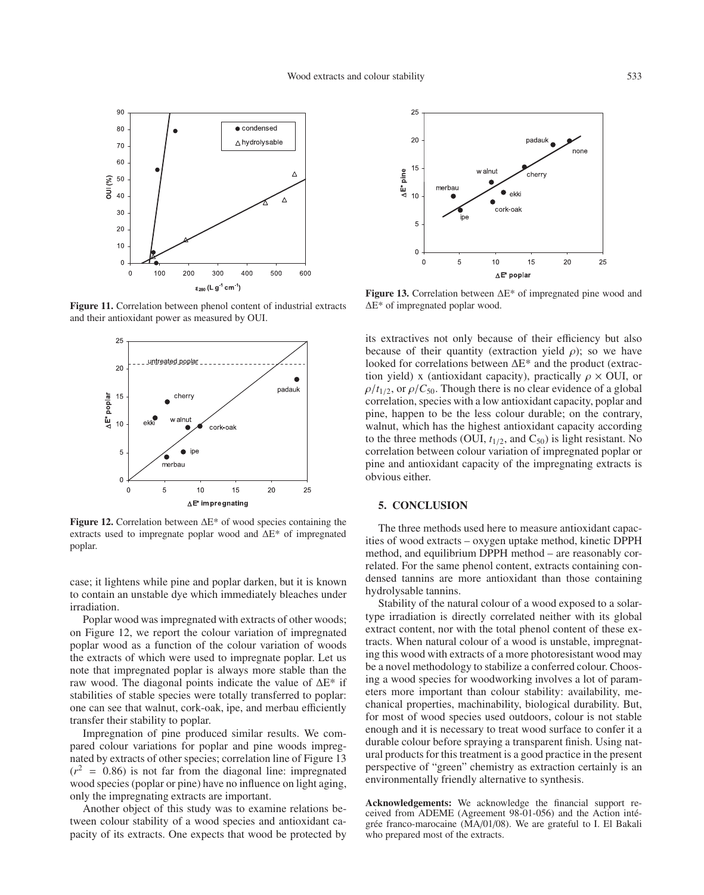**Figure 11.** Correlation between phenol content of industrial extracts and their antioxidant power as measured by OUI.

**Figure 12.** Correlation between ΔE* of wood species containing the extracts used to impregnate poplar wood and ΔE* of impregnated poplar.

case; it lightens while pine and poplar darken, but it is known to contain an unstable dye which immediately bleaches under irradiation.

Poplar wood was impregnated with extracts of other woods; on Figure 12, we report the colour variation of impregnated poplar wood as a function of the colour variation of woods the extracts of which were used to impregnate poplar. Let us note that impregnated poplar is always more stable than the raw wood. The diagonal points indicate the value of ΔE* if stabilities of stable species were totally transferred to poplar: one can see that walnut, cork-oak, ipe, and merbau efficiently transfer their stability to poplar.

Impregnation of pine produced similar results. We compared colour variations for poplar and pine woods impregnated by extracts of other species; correlation line of Figure 13 ($r^2 = 0.86$) is not far from the diagonal line: impregnated wood species (poplar or pine) have no influence on light aging, only the impregnating extracts are important.

Another object of this study was to examine relations between colour stability of a wood species and antioxidant capacity of its extracts. One expects that wood be protected by its extractives not only because of their efficiency but also because of their quantity (extraction yield $\rho$); so we have looked for correlations between ΔE* and the product (extraction yield) x (antioxidant capacity), practically $\rho \times$ OUI, or $\rho/t_{1/2}$, or $\rho/C_{50}$. Though there is no clear evidence of a global correlation, species with a low antioxidant capacity, poplar and pine, happen to be the less colour durable; on the contrary, walnut, which has the highest antioxidant capacity according to the three methods (OUI, $t_{1/2}$, and $C_{50}$) is light resistant. But, no correlation between colour variation of impregnated poplar or pine and antioxidant capacity of the impregnating extracts is obvious either.

**Figure 13.** Correlation between ΔE* of impregnated pine wood and ΔE* of impregnated poplar wood.

## 5. CONCLUSION

The three methods used here to measure antioxidant capacities of wood extracts – oxygen uptake method, kinetic DPPH method, and equilibrium DPPH method – are reasonably correlated. For the same phenol content, extracts containing condensed tannins are more antioxidant than those containing hydrolysable tannins.

Stability of the natural colour of a wood exposed to a solar-type irradiation is directly correlated neither with its global extract content, nor with the total phenol content of these extracts. When natural colour of a wood is unstable, impregnating this wood with extracts of a more photoresistant wood may be a novel methodology to stabilize a conferred colour. Choosing a wood species for woodworking involves a lot of parameters more important than colour stability: availability, mechanical properties, machinability, biological durability. But, for most of wood species used outdoors, colour is not stable enough and it is necessary to treat wood surface to confer it a durable colour before spraying a transparent finish. Using natural products for this treatment is a good practice in the present perspective of "green" chemistry as extraction certainly is an environmentally friendly alternative to synthesis.

**Acknowledgements:** We acknowledge the financial support received from ADEME (Agreement 98-01-056) and the Action intégrée franco-marocaine (MA/01/08). We are grateful to I. El Bakali who prepared most of the extracts.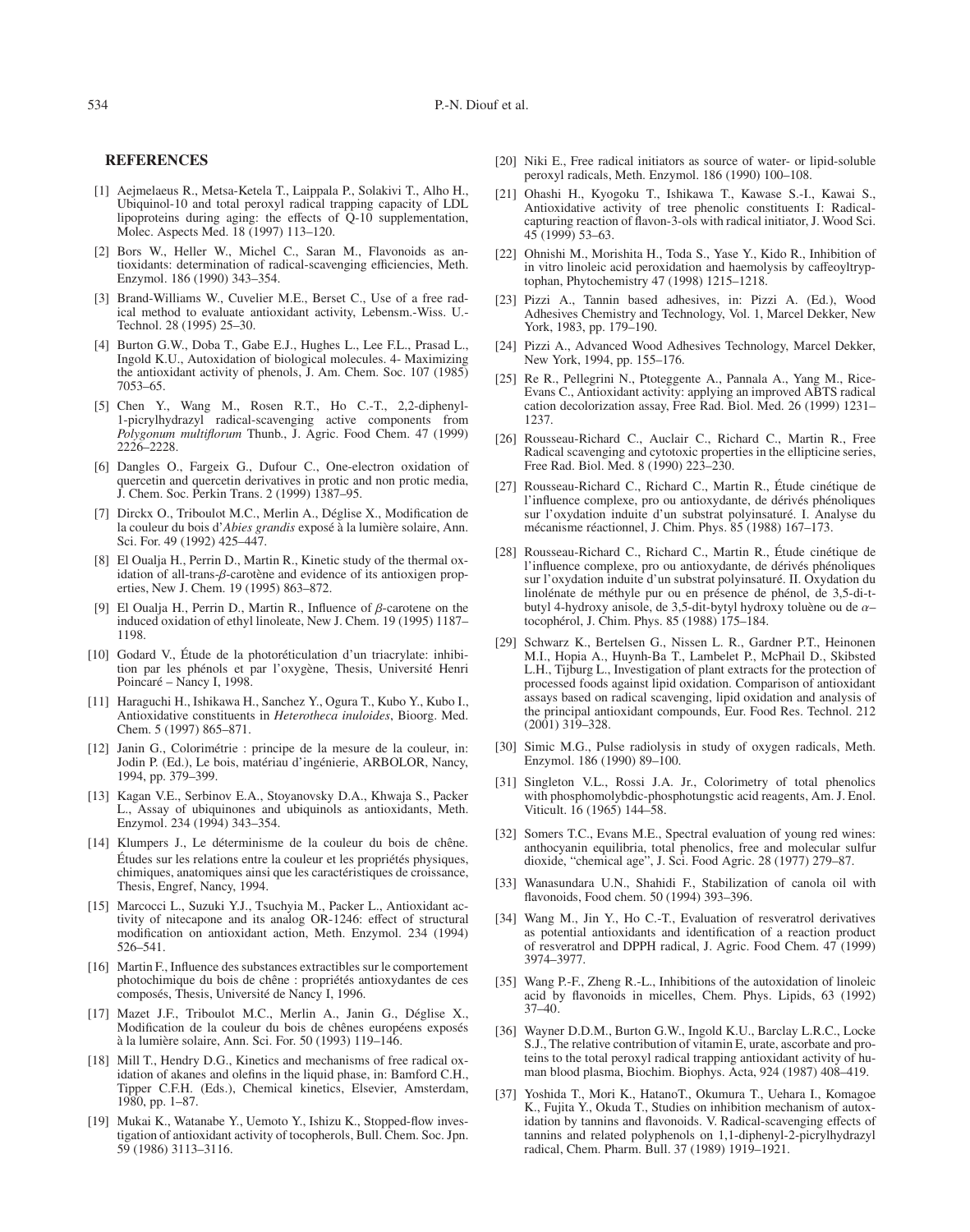## REFERENCES

[1] Aejmelaeus R., Metsa-Ketela T., Laippala P., Solakivi T., Alho H., Ubiquinol-10 and total peroxyl radical trapping capacity of LDL lipoproteins during aging: the effects of Q-10 supplementation, Molec. Aspects Med. 18 (1997) 113–120.

[2] Bors W., Heller W., Michel C., Saran M., Flavonoids as antioxidants: determination of radical-scavenging efficiencies, Meth. Enzymol. 186 (1990) 343–354.

[3] Brand-Williams W., Cuvelier M.E., Berset C., Use of a free radical method to evaluate antioxidant activity, Lebensm.-Wiss. U.-Technol. 28 (1995) 25–30.

[4] Burton G.W., Doba T., Gabe E.J., Hughes L., Lee F.L., Prasad L., Ingold K.U., Autoxidation of biological molecules. 4- Maximizing the antioxidant activity of phenols, J. Am. Chem. Soc. 107 (1985) 7053–65.

[5] Chen Y., Wang M., Rosen R.T., Ho C.-T., 2,2-diphenyl-1-picrylhydrazyl radical-scavenging active components from *Polygonum multiflorum* Thunb., J. Agric. Food Chem. 47 (1999) 2226–2228.

[6] Dangles O., Fargeix G., Dufour C., One-electron oxidation of quercetin and quercetin derivatives in protic and non protic media, J. Chem. Soc. Perkin Trans. 2 (1999) 1387–95.

[7] Dirckx O., Triboulot M.C., Merlin A., Déglise X., Modification de la couleur du bois d'*Abies grandis* exposé à la lumière solaire, Ann. Sci. For. 49 (1992) 425–447.

[8] El Oualja H., Perrin D., Martin R., Kinetic study of the thermal oxidation of all-trans-$\beta$-carotène and evidence of its antioxigen properties, New J. Chem. 19 (1995) 863–872.

[9] El Oualja H., Perrin D., Martin R., Influence of $\beta$-carotene on the induced oxidation of ethyl linoleate, New J. Chem. 19 (1995) 1187–1198.

[10] Godard V., Étude de la photoréticulation d'un triacrylate: inhibition par les phénols et par l'oxygène, Thesis, Université Henri Poincaré – Nancy I, 1998.

[11] Haraguchi H., Ishikawa H., Sanchez Y., Ogura T., Kubo Y., Kubo I., Antioxidative constituents in *Heterotheca inuloides*, Bioorg. Med. Chem. 5 (1997) 865–871.

[12] Janin G., Colorimétrie : principe de la mesure de la couleur, in: Jodin P. (Ed.), Le bois, matériau d'ingénierie, ARBOLOR, Nancy, 1994, pp. 379–399.

[13] Kagan V.E., Serbinov E.A., Stoyanovsky D.A., Khwaja S., Packer L., Assay of ubiquinones and ubiquinols as antioxidants, Meth. Enzymol. 234 (1994) 343–354.

[14] Klumpers J., Le déterminisme de la couleur du bois de chêne. Études sur les relations entre la couleur et les propriétés physiques, chimiques, anatomiques ainsi que les caractéristiques de croissance, Thesis, Engref, Nancy, 1994.

[15] Marcocci L., Suzuki Y.J., Tsuchyia M., Packer L., Antioxidant activity of nitecapone and its analog OR-1246: effect of structural modification on antioxidant action, Meth. Enzymol. 234 (1994) 526–541.

[16] Martin F., Influence des substances extractibles sur le comportement photochimique du bois de chêne : propriétés antioxydantes de ces composés, Thesis, Université de Nancy I, 1996.

[17] Mazet J.F., Triboulot M.C., Merlin A., Janin G., Déglise X., Modification de la couleur du bois de chênes européens exposés à la lumière solaire, Ann. Sci. For. 50 (1993) 119–146.

[18] Mill T., Hendry D.G., Kinetics and mechanisms of free radical oxidation of akanes and olefins in the liquid phase, in: Bamford C.H., Tipper C.F.H. (Eds.), Chemical kinetics, Elsevier, Amsterdam, 1980, pp. 1–87.

[19] Mukai K., Watanabe Y., Uemoto Y., Ishizu K., Stopped-flow investigation of antioxidant activity of tocopherols, Bull. Chem. Soc. Jpn. 59 (1986) 3113–3116.

[20] Niki E., Free radical initiators as source of water- or lipid-soluble peroxyl radicals, Meth. Enzymol. 186 (1990) 100–108.

[21] Ohashi H., Kyogoku T., Ishikawa T., Kawase S.-I., Kawai S., Antioxidative activity of tree phenolic constituents I: Radical-capturing reaction of flavon-3-ols with radical initiator, J. Wood Sci. 45 (1999) 53–63.

[22] Ohnishi M., Morishita H., Toda S., Yase Y., Kido R., Inhibition of in vitro linoleic acid peroxidation and haemolysis by caffeoyltryptophan, Phytochemistry 47 (1998) 1215–1218.

[23] Pizzi A., Tannin based adhesives, in: Pizzi A. (Ed.), Wood Adhesives Chemistry and Technology, Vol. 1, Marcel Dekker, New York, 1983, pp. 179–190.

[24] Pizzi A., Advanced Wood Adhesives Technology, Marcel Dekker, New York, 1994, pp. 155–176.

[25] Re R., Pellegrini N., Ptoteggente A., Pannala A., Yang M., Rice-Evans C., Antioxidant activity: applying an improved ABTS radical cation decolorization assay, Free Rad. Biol. Med. 26 (1999) 1231–1237.

[26] Rousseau-Richard C., Auclair C., Richard C., Martin R., Free Radical scavenging and cytotoxic properties in the ellipticine series, Free Rad. Biol. Med. 8 (1990) 223–230.

[27] Rousseau-Richard C., Richard C., Martin R., Étude cinétique de l'influence complexe, pro ou antioxydante, de dérivés phénoliques sur l'oxydation induite d'un substrat polyinsaturé. I. Analyse du mécanisme réactionnel, J. Chim. Phys. 85 (1988) 167–173.

[28] Rousseau-Richard C., Richard C., Martin R., Étude cinétique de l'influence complexe, pro ou antioxydante, de dérivés phénoliques sur l'oxydation induite d'un substrat polyinsaturé. II. Oxydation du linolénate de méthyle pur ou en présence de phénol, de 3,5-di-t-butyl 4-hydroxy anisole, de 3,5-dit-bytyl hydroxy toluène ou de $\alpha$–tocophérol, J. Chim. Phys. 85 (1988) 175–184.

[29] Schwarz K., Bertelsen G., Nissen L. R., Gardner P.T., Heinonen M.I., Hopia A., Huynh-Ba T., Lambelet P., McPhail D., Skibsted L.H., Tijburg L., Investigation of plant extracts for the protection of processed foods against lipid oxidation. Comparison of antioxidant assays based on radical scavenging, lipid oxidation and analysis of the principal antioxidant compounds, Eur. Food Res. Technol. 212 (2001) 319–328.

[30] Simic M.G., Pulse radiolysis in study of oxygen radicals, Meth. Enzymol. 186 (1990) 89–100.

[31] Singleton V.L., Rossi J.A. Jr., Colorimetry of total phenolics with phosphomolybdic-phosphotungstic acid reagents, Am. J. Enol. Viticult. 16 (1965) 144–58.

[32] Somers T.C., Evans M.E., Spectral evaluation of young red wines: anthocyanin equilibria, total phenolics, free and molecular sulfur dioxide, "chemical age", J. Sci. Food Agric. 28 (1977) 279–87.

[33] Wanasundara U.N., Shahidi F., Stabilization of canola oil with flavonoids, Food chem. 50 (1994) 393–396.

[34] Wang M., Jin Y., Ho C.-T., Evaluation of resveratrol derivatives as potential antioxidants and identification of a reaction product of resveratrol and DPPH radical, J. Agric. Food Chem. 47 (1999) 3974–3977.

[35] Wang P.-F., Zheng R.-L., Inhibitions of the autoxidation of linoleic acid by flavonoids in micelles, Chem. Phys. Lipids, 63 (1992) 37–40.

[36] Wayner D.D.M., Burton G.W., Ingold K.U., Barclay L.R.C., Locke S.J., The relative contribution of vitamin E, urate, ascorbate and proteins to the total peroxyl radical trapping antioxidant activity of human blood plasma, Biochim. Biophys. Acta, 924 (1987) 408–419.

[37] Yoshida T., Mori K., HatanoT., Okumura T., Uehara I., Komagoe K., Fujita Y., Okuda T., Studies on inhibition mechanism of autoxidation by tannins and flavonoids. V. Radical-scavenging effects of tannins and related polyphenols on 1,1-diphenyl-2-picrylhydrazyl radical, Chem. Pharm. Bull. 37 (1989) 1919–1921.